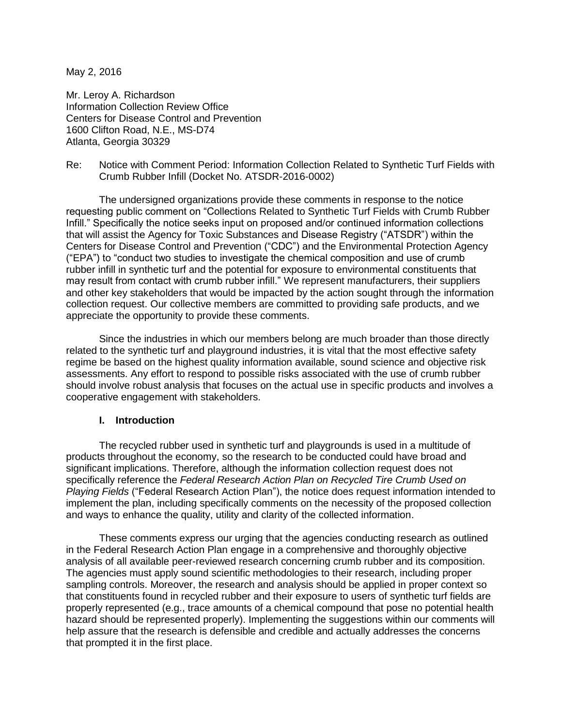May 2, 2016

Mr. Leroy A. Richardson
Information Collection Review Office
Centers for Disease Control and Prevention
1600 Clifton Road, N.E., MS-D74
Atlanta, Georgia 30329

Re: Notice with Comment Period: Information Collection Related to Synthetic Turf Fields with Crumb Rubber Infill (Docket No. ATSDR-2016-0002)

The undersigned organizations provide these comments in response to the notice requesting public comment on "Collections Related to Synthetic Turf Fields with Crumb Rubber Infill." Specifically the notice seeks input on proposed and/or continued information collections that will assist the Agency for Toxic Substances and Disease Registry ("ATSDR") within the Centers for Disease Control and Prevention ("CDC") and the Environmental Protection Agency ("EPA") to "conduct two studies to investigate the chemical composition and use of crumb rubber infill in synthetic turf and the potential for exposure to environmental constituents that may result from contact with crumb rubber infill." We represent manufacturers, their suppliers and other key stakeholders that would be impacted by the action sought through the information collection request. Our collective members are committed to providing safe products, and we appreciate the opportunity to provide these comments.

Since the industries in which our members belong are much broader than those directly related to the synthetic turf and playground industries, it is vital that the most effective safety regime be based on the highest quality information available, sound science and objective risk assessments. Any effort to respond to possible risks associated with the use of crumb rubber should involve robust analysis that focuses on the actual use in specific products and involves a cooperative engagement with stakeholders.

## I. Introduction

The recycled rubber used in synthetic turf and playgrounds is used in a multitude of products throughout the economy, so the research to be conducted could have broad and significant implications. Therefore, although the information collection request does not specifically reference the *Federal Research Action Plan on Recycled Tire Crumb Used on Playing Fields* ("Federal Research Action Plan"), the notice does request information intended to implement the plan, including specifically comments on the necessity of the proposed collection and ways to enhance the quality, utility and clarity of the collected information.

These comments express our urging that the agencies conducting research as outlined in the Federal Research Action Plan engage in a comprehensive and thoroughly objective analysis of all available peer-reviewed research concerning crumb rubber and its composition. The agencies must apply sound scientific methodologies to their research, including proper sampling controls. Moreover, the research and analysis should be applied in proper context so that constituents found in recycled rubber and their exposure to users of synthetic turf fields are properly represented (e.g., trace amounts of a chemical compound that pose no potential health hazard should be represented properly). Implementing the suggestions within our comments will help assure that the research is defensible and credible and actually addresses the concerns that prompted it in the first place.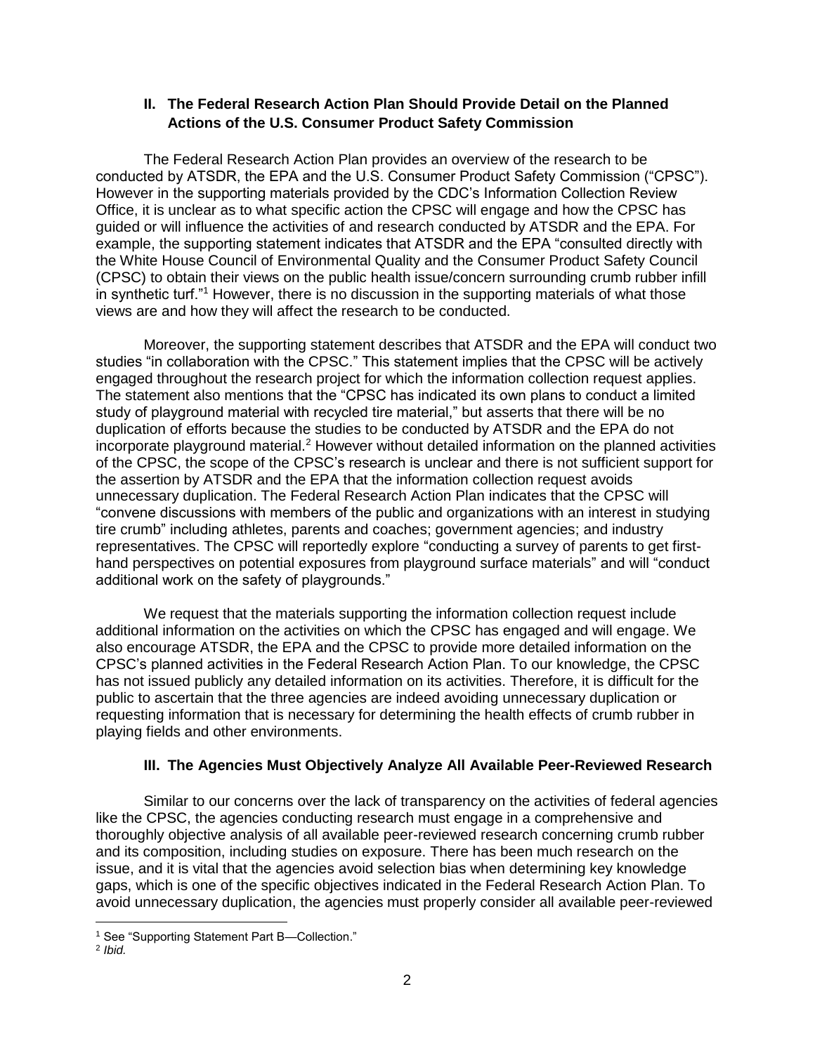## II. The Federal Research Action Plan Should Provide Detail on the Planned Actions of the U.S. Consumer Product Safety Commission

The Federal Research Action Plan provides an overview of the research to be conducted by ATSDR, the EPA and the U.S. Consumer Product Safety Commission ("CPSC"). However in the supporting materials provided by the CDC's Information Collection Review Office, it is unclear as to what specific action the CPSC will engage and how the CPSC has guided or will influence the activities of and research conducted by ATSDR and the EPA. For example, the supporting statement indicates that ATSDR and the EPA "consulted directly with the White House Council of Environmental Quality and the Consumer Product Safety Council (CPSC) to obtain their views on the public health issue/concern surrounding crumb rubber infill in synthetic turf."[1] However, there is no discussion in the supporting materials of what those views are and how they will affect the research to be conducted.

Moreover, the supporting statement describes that ATSDR and the EPA will conduct two studies "in collaboration with the CPSC." This statement implies that the CPSC will be actively engaged throughout the research project for which the information collection request applies. The statement also mentions that the "CPSC has indicated its own plans to conduct a limited study of playground material with recycled tire material," but asserts that there will be no duplication of efforts because the studies to be conducted by ATSDR and the EPA do not incorporate playground material.[2] However without detailed information on the planned activities of the CPSC, the scope of the CPSC's research is unclear and there is not sufficient support for the assertion by ATSDR and the EPA that the information collection request avoids unnecessary duplication. The Federal Research Action Plan indicates that the CPSC will "convene discussions with members of the public and organizations with an interest in studying tire crumb" including athletes, parents and coaches; government agencies; and industry representatives. The CPSC will reportedly explore "conducting a survey of parents to get first-hand perspectives on potential exposures from playground surface materials" and will "conduct additional work on the safety of playgrounds."

We request that the materials supporting the information collection request include additional information on the activities on which the CPSC has engaged and will engage. We also encourage ATSDR, the EPA and the CPSC to provide more detailed information on the CPSC's planned activities in the Federal Research Action Plan. To our knowledge, the CPSC has not issued publicly any detailed information on its activities. Therefore, it is difficult for the public to ascertain that the three agencies are indeed avoiding unnecessary duplication or requesting information that is necessary for determining the health effects of crumb rubber in playing fields and other environments.

## III. The Agencies Must Objectively Analyze All Available Peer-Reviewed Research

Similar to our concerns over the lack of transparency on the activities of federal agencies like the CPSC, the agencies conducting research must engage in a comprehensive and thoroughly objective analysis of all available peer-reviewed research concerning crumb rubber and its composition, including studies on exposure. There has been much research on the issue, and it is vital that the agencies avoid selection bias when determining key knowledge gaps, which is one of the specific objectives indicated in the Federal Research Action Plan. To avoid unnecessary duplication, the agencies must properly consider all available peer-reviewed

---

[1] See "Supporting Statement Part B—Collection."

[2] *Ibid.*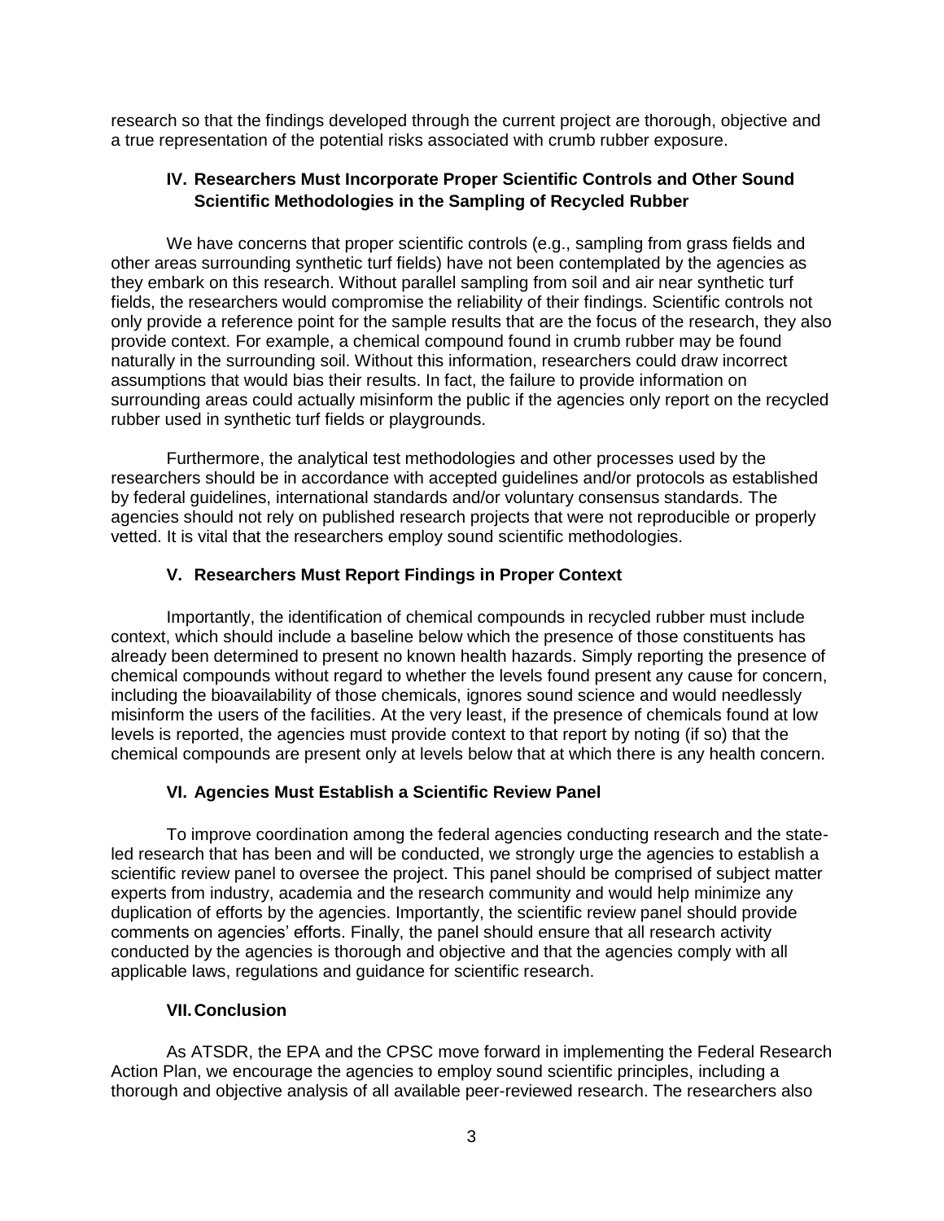research so that the findings developed through the current project are thorough, objective and a true representation of the potential risks associated with crumb rubber exposure.

## IV. Researchers Must Incorporate Proper Scientific Controls and Other Sound Scientific Methodologies in the Sampling of Recycled Rubber

We have concerns that proper scientific controls (e.g., sampling from grass fields and other areas surrounding synthetic turf fields) have not been contemplated by the agencies as they embark on this research. Without parallel sampling from soil and air near synthetic turf fields, the researchers would compromise the reliability of their findings. Scientific controls not only provide a reference point for the sample results that are the focus of the research, they also provide context. For example, a chemical compound found in crumb rubber may be found naturally in the surrounding soil. Without this information, researchers could draw incorrect assumptions that would bias their results. In fact, the failure to provide information on surrounding areas could actually misinform the public if the agencies only report on the recycled rubber used in synthetic turf fields or playgrounds.

Furthermore, the analytical test methodologies and other processes used by the researchers should be in accordance with accepted guidelines and/or protocols as established by federal guidelines, international standards and/or voluntary consensus standards. The agencies should not rely on published research projects that were not reproducible or properly vetted. It is vital that the researchers employ sound scientific methodologies.

## V. Researchers Must Report Findings in Proper Context

Importantly, the identification of chemical compounds in recycled rubber must include context, which should include a baseline below which the presence of those constituents has already been determined to present no known health hazards. Simply reporting the presence of chemical compounds without regard to whether the levels found present any cause for concern, including the bioavailability of those chemicals, ignores sound science and would needlessly misinform the users of the facilities. At the very least, if the presence of chemicals found at low levels is reported, the agencies must provide context to that report by noting (if so) that the chemical compounds are present only at levels below that at which there is any health concern.

## VI. Agencies Must Establish a Scientific Review Panel

To improve coordination among the federal agencies conducting research and the state-led research that has been and will be conducted, we strongly urge the agencies to establish a scientific review panel to oversee the project. This panel should be comprised of subject matter experts from industry, academia and the research community and would help minimize any duplication of efforts by the agencies. Importantly, the scientific review panel should provide comments on agencies' efforts. Finally, the panel should ensure that all research activity conducted by the agencies is thorough and objective and that the agencies comply with all applicable laws, regulations and guidance for scientific research.

## VII. Conclusion

As ATSDR, the EPA and the CPSC move forward in implementing the Federal Research Action Plan, we encourage the agencies to employ sound scientific principles, including a thorough and objective analysis of all available peer-reviewed research. The researchers also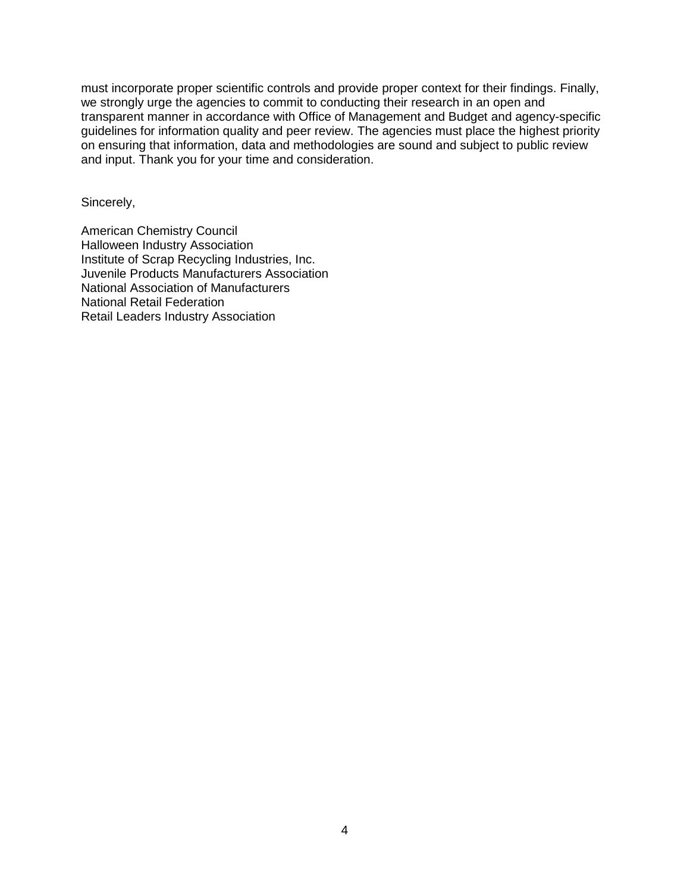must incorporate proper scientific controls and provide proper context for their findings. Finally, we strongly urge the agencies to commit to conducting their research in an open and transparent manner in accordance with Office of Management and Budget and agency-specific guidelines for information quality and peer review. The agencies must place the highest priority on ensuring that information, data and methodologies are sound and subject to public review and input. Thank you for your time and consideration.

Sincerely,

American Chemistry Council
Halloween Industry Association
Institute of Scrap Recycling Industries, Inc.
Juvenile Products Manufacturers Association
National Association of Manufacturers
National Retail Federation
Retail Leaders Industry Association